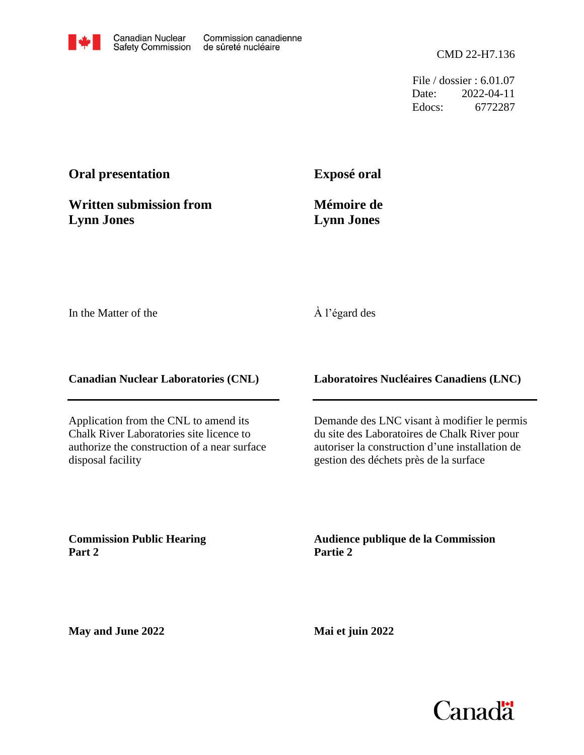Canadian Nuclear Safety Commission | Commission canadienne de sûreté nucléaire

CMD 22-H7.136

File / dossier : 6.01.07
Date: 2022-04-11
Edocs: 6772287

**Oral presentation**

**Written submission from Lynn Jones**

**Exposé oral**

**Mémoire de Lynn Jones**

In the Matter of the

À l'égard des

**Canadian Nuclear Laboratories (CNL)**

**Laboratoires Nucléaires Canadiens (LNC)**

Application from the CNL to amend its Chalk River Laboratories site licence to authorize the construction of a near surface disposal facility

Demande des LNC visant à modifier le permis du site des Laboratoires de Chalk River pour autoriser la construction d'une installation de gestion des déchets près de la surface

**Commission Public Hearing Part 2**

**Audience publique de la Commission Partie 2**

**May and June 2022**

**Mai et juin 2022**

Canada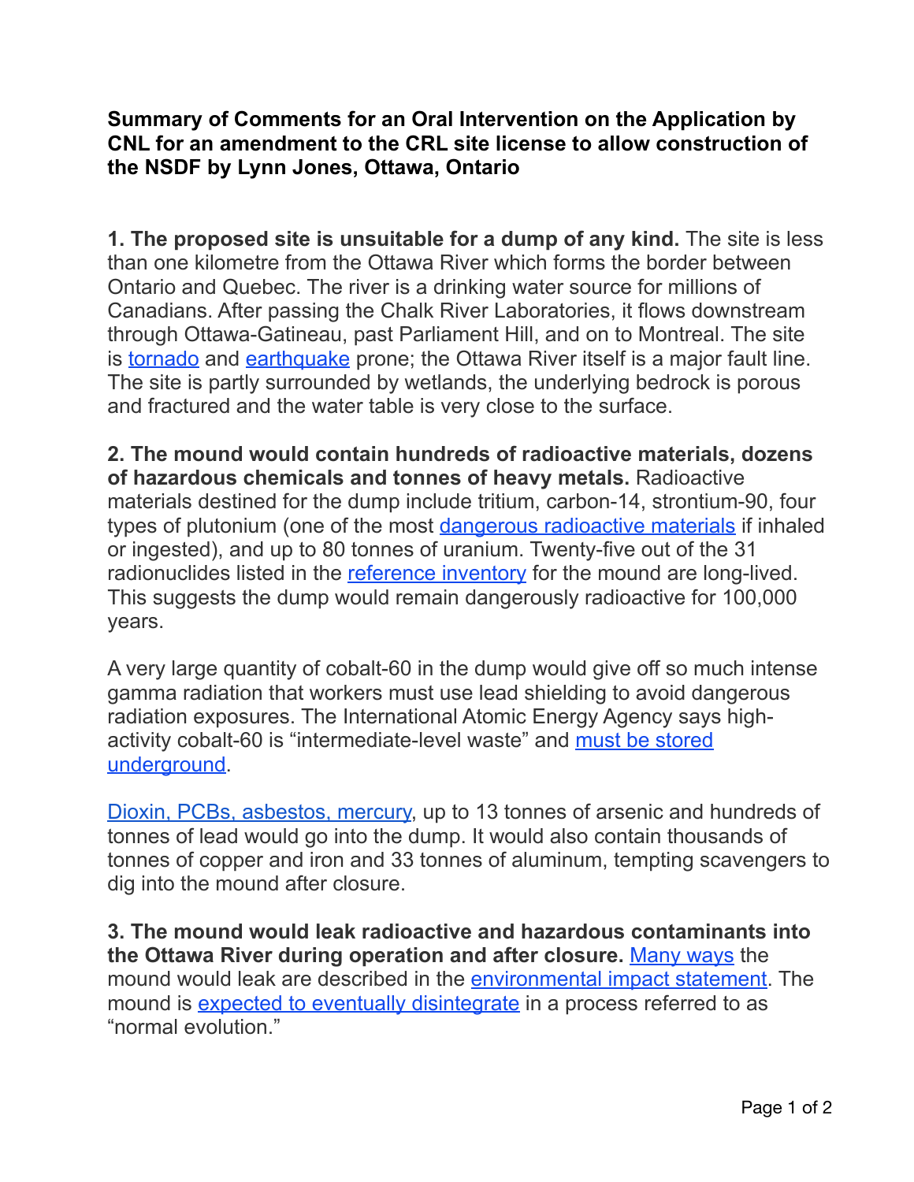**Summary of Comments for an Oral Intervention on the Application by CNL for an amendment to the CRL site license to allow construction of the NSDF by Lynn Jones, Ottawa, Ontario**

**1. The proposed site is unsuitable for a dump of any kind.** The site is less than one kilometre from the Ottawa River which forms the border between Ontario and Quebec. The river is a drinking water source for millions of Canadians. After passing the Chalk River Laboratories, it flows downstream through Ottawa-Gatineau, past Parliament Hill, and on to Montreal. The site is tornado and earthquake prone; the Ottawa River itself is a major fault line. The site is partly surrounded by wetlands, the underlying bedrock is porous and fractured and the water table is very close to the surface.

**2. The mound would contain hundreds of radioactive materials, dozens of hazardous chemicals and tonnes of heavy metals.** Radioactive materials destined for the dump include tritium, carbon-14, strontium-90, four types of plutonium (one of the most dangerous radioactive materials if inhaled or ingested), and up to 80 tonnes of uranium. Twenty-five out of the 31 radionuclides listed in the reference inventory for the mound are long-lived. This suggests the dump would remain dangerously radioactive for 100,000 years.

A very large quantity of cobalt-60 in the dump would give off so much intense gamma radiation that workers must use lead shielding to avoid dangerous radiation exposures. The International Atomic Energy Agency says high-activity cobalt-60 is "intermediate-level waste" and must be stored underground.

Dioxin, PCBs, asbestos, mercury, up to 13 tonnes of arsenic and hundreds of tonnes of lead would go into the dump. It would also contain thousands of tonnes of copper and iron and 33 tonnes of aluminum, tempting scavengers to dig into the mound after closure.

**3. The mound would leak radioactive and hazardous contaminants into the Ottawa River during operation and after closure.** Many ways the mound would leak are described in the environmental impact statement. The mound is expected to eventually disintegrate in a process referred to as "normal evolution."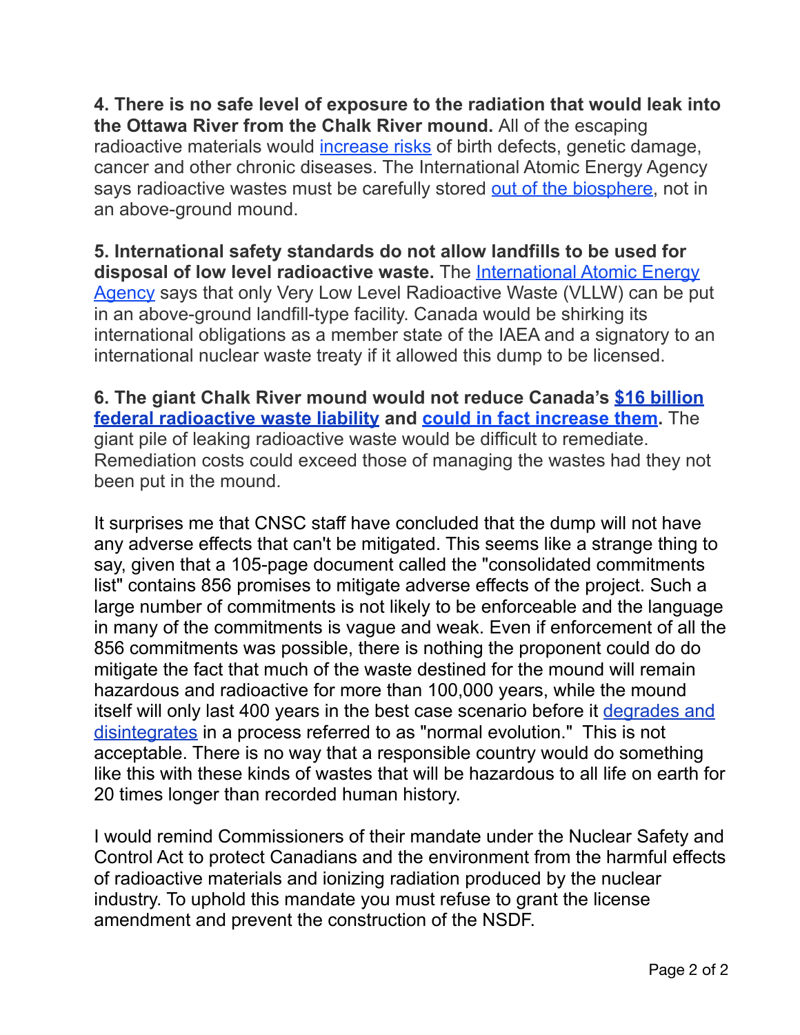**4. There is no safe level of exposure to the radiation that would leak into the Ottawa River from the Chalk River mound.** All of the escaping radioactive materials would increase risks of birth defects, genetic damage, cancer and other chronic diseases. The International Atomic Energy Agency says radioactive wastes must be carefully stored out of the biosphere, not in an above-ground mound.

**5. International safety standards do not allow landfills to be used for disposal of low level radioactive waste.** The International Atomic Energy Agency says that only Very Low Level Radioactive Waste (VLLW) can be put in an above-ground landfill-type facility. Canada would be shirking its international obligations as a member state of the IAEA and a signatory to an international nuclear waste treaty if it allowed this dump to be licensed.

**6. The giant Chalk River mound would not reduce Canada's $16 billion federal radioactive waste liability and could in fact increase them.** The giant pile of leaking radioactive waste would be difficult to remediate. Remediation costs could exceed those of managing the wastes had they not been put in the mound.

It surprises me that CNSC staff have concluded that the dump will not have any adverse effects that can't be mitigated. This seems like a strange thing to say, given that a 105-page document called the "consolidated commitments list" contains 856 promises to mitigate adverse effects of the project. Such a large number of commitments is not likely to be enforceable and the language in many of the commitments is vague and weak. Even if enforcement of all the 856 commitments was possible, there is nothing the proponent could do do mitigate the fact that much of the waste destined for the mound will remain hazardous and radioactive for more than 100,000 years, while the mound itself will only last 400 years in the best case scenario before it degrades and disintegrates in a process referred to as "normal evolution." This is not acceptable. There is no way that a responsible country would do something like this with these kinds of wastes that will be hazardous to all life on earth for 20 times longer than recorded human history.

I would remind Commissioners of their mandate under the Nuclear Safety and Control Act to protect Canadians and the environment from the harmful effects of radioactive materials and ionizing radiation produced by the nuclear industry. To uphold this mandate you must refuse to grant the license amendment and prevent the construction of the NSDF.